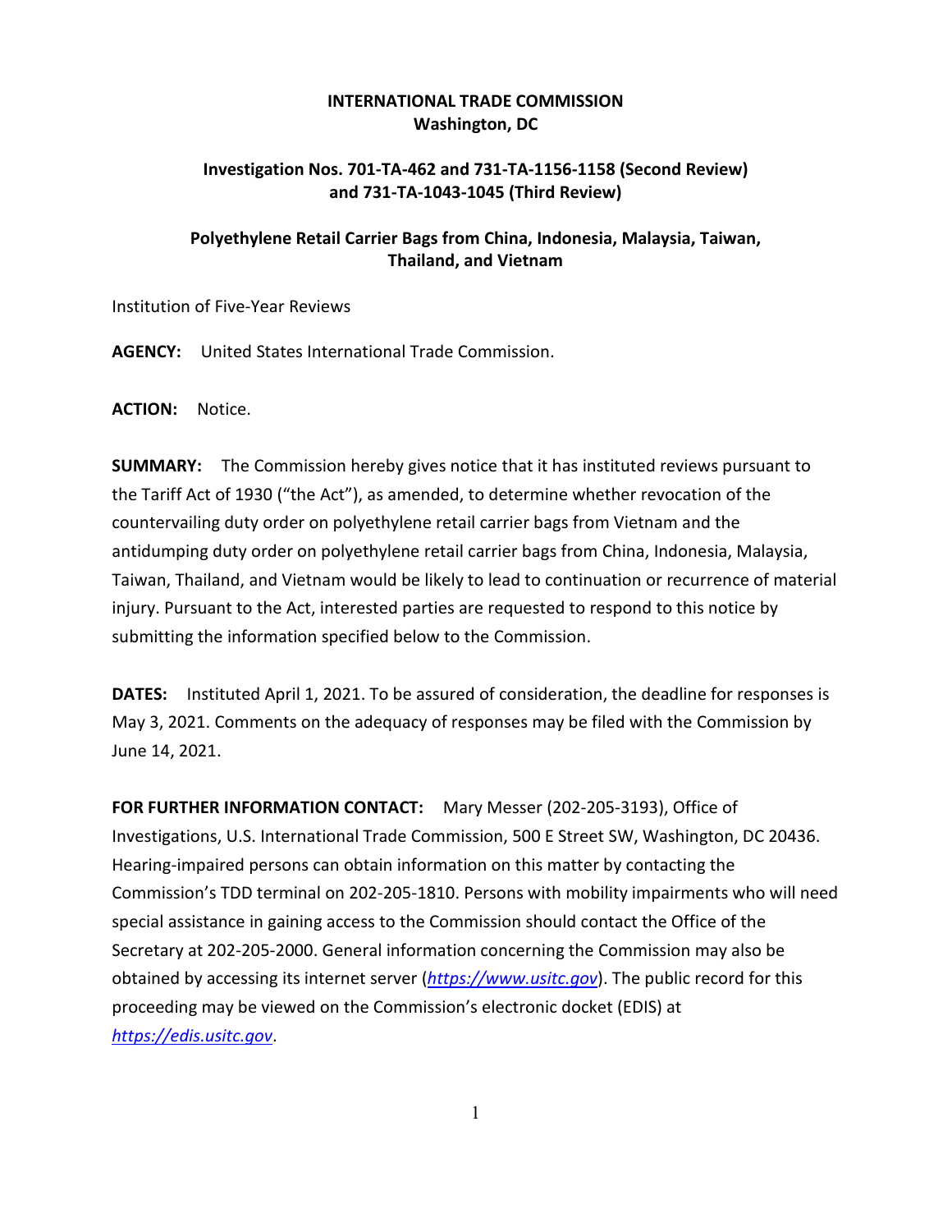**INTERNATIONAL TRADE COMMISSION**
**Washington, DC**

**Investigation Nos. 701-TA-462 and 731-TA-1156-1158 (Second Review) and 731-TA-1043-1045 (Third Review)**

**Polyethylene Retail Carrier Bags from China, Indonesia, Malaysia, Taiwan, Thailand, and Vietnam**

Institution of Five-Year Reviews

**AGENCY:** United States International Trade Commission.

**ACTION:** Notice.

**SUMMARY:** The Commission hereby gives notice that it has instituted reviews pursuant to the Tariff Act of 1930 ("the Act"), as amended, to determine whether revocation of the countervailing duty order on polyethylene retail carrier bags from Vietnam and the antidumping duty order on polyethylene retail carrier bags from China, Indonesia, Malaysia, Taiwan, Thailand, and Vietnam would be likely to lead to continuation or recurrence of material injury. Pursuant to the Act, interested parties are requested to respond to this notice by submitting the information specified below to the Commission.

**DATES:** Instituted April 1, 2021. To be assured of consideration, the deadline for responses is May 3, 2021. Comments on the adequacy of responses may be filed with the Commission by June 14, 2021.

**FOR FURTHER INFORMATION CONTACT:** Mary Messer (202-205-3193), Office of Investigations, U.S. International Trade Commission, 500 E Street SW, Washington, DC 20436. Hearing-impaired persons can obtain information on this matter by contacting the Commission's TDD terminal on 202-205-1810. Persons with mobility impairments who will need special assistance in gaining access to the Commission should contact the Office of the Secretary at 202-205-2000. General information concerning the Commission may also be obtained by accessing its internet server (*https://www.usitc.gov*). The public record for this proceeding may be viewed on the Commission's electronic docket (EDIS) at *https://edis.usitc.gov*.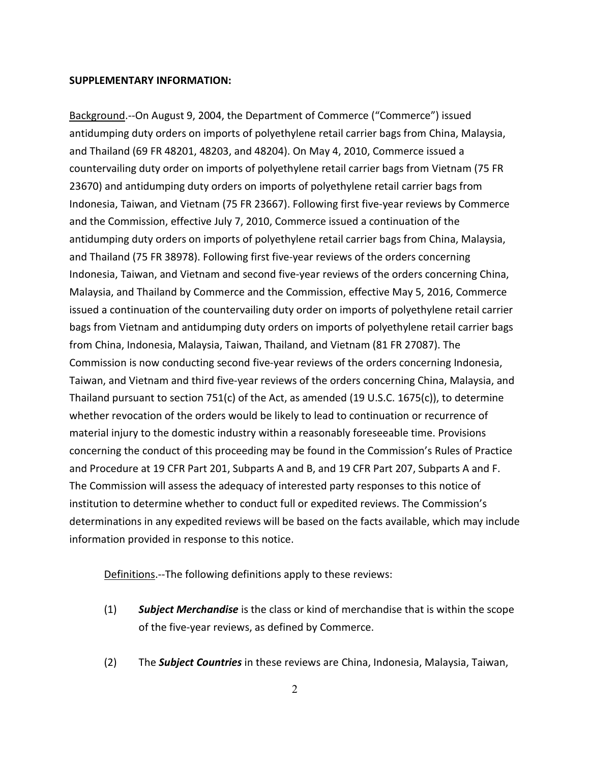**SUPPLEMENTARY INFORMATION:**

Background.--On August 9, 2004, the Department of Commerce ("Commerce") issued antidumping duty orders on imports of polyethylene retail carrier bags from China, Malaysia, and Thailand (69 FR 48201, 48203, and 48204). On May 4, 2010, Commerce issued a countervailing duty order on imports of polyethylene retail carrier bags from Vietnam (75 FR 23670) and antidumping duty orders on imports of polyethylene retail carrier bags from Indonesia, Taiwan, and Vietnam (75 FR 23667). Following first five-year reviews by Commerce and the Commission, effective July 7, 2010, Commerce issued a continuation of the antidumping duty orders on imports of polyethylene retail carrier bags from China, Malaysia, and Thailand (75 FR 38978). Following first five-year reviews of the orders concerning Indonesia, Taiwan, and Vietnam and second five-year reviews of the orders concerning China, Malaysia, and Thailand by Commerce and the Commission, effective May 5, 2016, Commerce issued a continuation of the countervailing duty order on imports of polyethylene retail carrier bags from Vietnam and antidumping duty orders on imports of polyethylene retail carrier bags from China, Indonesia, Malaysia, Taiwan, Thailand, and Vietnam (81 FR 27087). The Commission is now conducting second five-year reviews of the orders concerning Indonesia, Taiwan, and Vietnam and third five-year reviews of the orders concerning China, Malaysia, and Thailand pursuant to section 751(c) of the Act, as amended (19 U.S.C. 1675(c)), to determine whether revocation of the orders would be likely to lead to continuation or recurrence of material injury to the domestic industry within a reasonably foreseeable time. Provisions concerning the conduct of this proceeding may be found in the Commission's Rules of Practice and Procedure at 19 CFR Part 201, Subparts A and B, and 19 CFR Part 207, Subparts A and F. The Commission will assess the adequacy of interested party responses to this notice of institution to determine whether to conduct full or expedited reviews. The Commission's determinations in any expedited reviews will be based on the facts available, which may include information provided in response to this notice.

Definitions.--The following definitions apply to these reviews:

(1) ***Subject Merchandise*** is the class or kind of merchandise that is within the scope of the five-year reviews, as defined by Commerce.

(2) The ***Subject Countries*** in these reviews are China, Indonesia, Malaysia, Taiwan,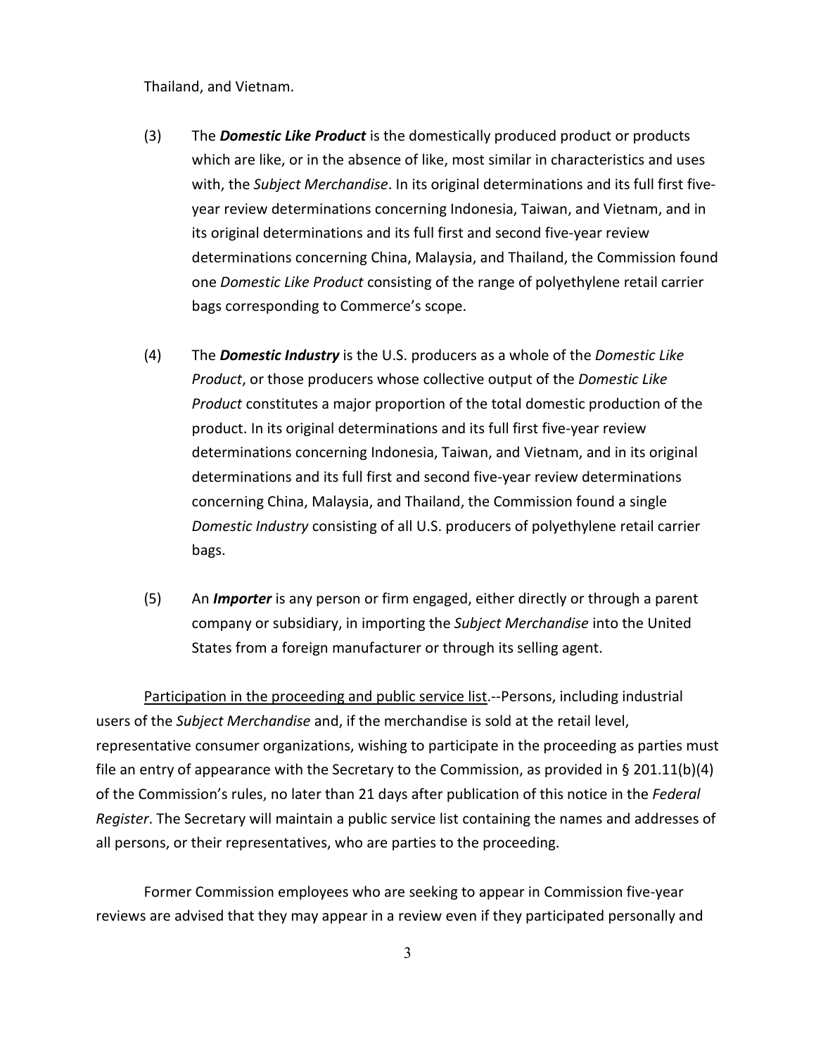Thailand, and Vietnam.

(3) The ***Domestic Like Product*** is the domestically produced product or products which are like, or in the absence of like, most similar in characteristics and uses with, the *Subject Merchandise*. In its original determinations and its full first five-year review determinations concerning Indonesia, Taiwan, and Vietnam, and in its original determinations and its full first and second five-year review determinations concerning China, Malaysia, and Thailand, the Commission found one *Domestic Like Product* consisting of the range of polyethylene retail carrier bags corresponding to Commerce's scope.

(4) The ***Domestic Industry*** is the U.S. producers as a whole of the *Domestic Like Product*, or those producers whose collective output of the *Domestic Like Product* constitutes a major proportion of the total domestic production of the product. In its original determinations and its full first five-year review determinations concerning Indonesia, Taiwan, and Vietnam, and in its original determinations and its full first and second five-year review determinations concerning China, Malaysia, and Thailand, the Commission found a single *Domestic Industry* consisting of all U.S. producers of polyethylene retail carrier bags.

(5) An ***Importer*** is any person or firm engaged, either directly or through a parent company or subsidiary, in importing the *Subject Merchandise* into the United States from a foreign manufacturer or through its selling agent.

Participation in the proceeding and public service list.--Persons, including industrial users of the *Subject Merchandise* and, if the merchandise is sold at the retail level, representative consumer organizations, wishing to participate in the proceeding as parties must file an entry of appearance with the Secretary to the Commission, as provided in § 201.11(b)(4) of the Commission's rules, no later than 21 days after publication of this notice in the *Federal Register*. The Secretary will maintain a public service list containing the names and addresses of all persons, or their representatives, who are parties to the proceeding.

Former Commission employees who are seeking to appear in Commission five-year reviews are advised that they may appear in a review even if they participated personally and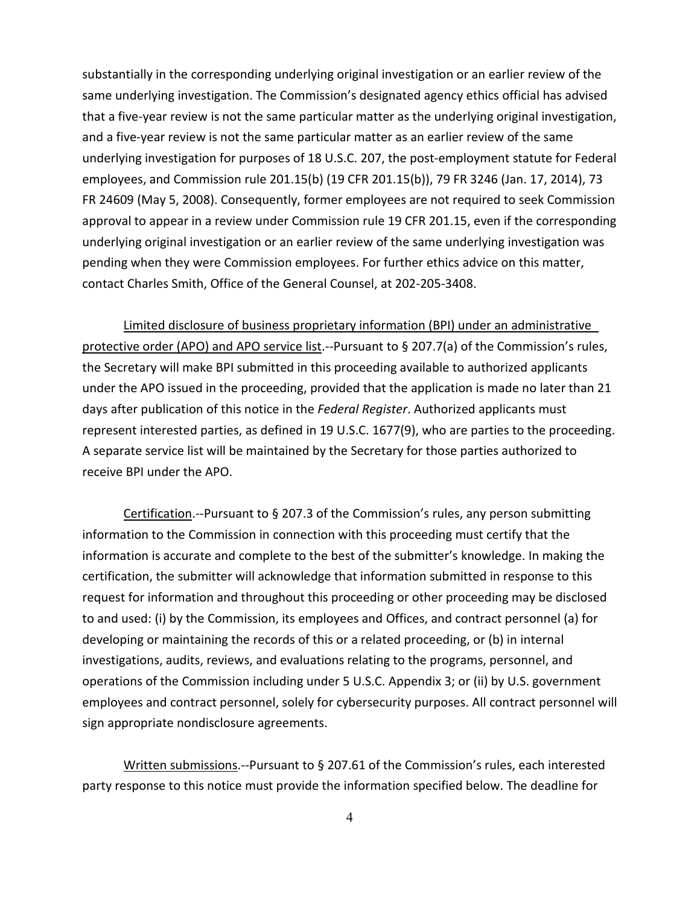substantially in the corresponding underlying original investigation or an earlier review of the same underlying investigation. The Commission's designated agency ethics official has advised that a five-year review is not the same particular matter as the underlying original investigation, and a five-year review is not the same particular matter as an earlier review of the same underlying investigation for purposes of 18 U.S.C. 207, the post-employment statute for Federal employees, and Commission rule 201.15(b) (19 CFR 201.15(b)), 79 FR 3246 (Jan. 17, 2014), 73 FR 24609 (May 5, 2008). Consequently, former employees are not required to seek Commission approval to appear in a review under Commission rule 19 CFR 201.15, even if the corresponding underlying original investigation or an earlier review of the same underlying investigation was pending when they were Commission employees. For further ethics advice on this matter, contact Charles Smith, Office of the General Counsel, at 202-205-3408.

Limited disclosure of business proprietary information (BPI) under an administrative protective order (APO) and APO service list.--Pursuant to § 207.7(a) of the Commission's rules, the Secretary will make BPI submitted in this proceeding available to authorized applicants under the APO issued in the proceeding, provided that the application is made no later than 21 days after publication of this notice in the *Federal Register*. Authorized applicants must represent interested parties, as defined in 19 U.S.C. 1677(9), who are parties to the proceeding. A separate service list will be maintained by the Secretary for those parties authorized to receive BPI under the APO.

Certification.--Pursuant to § 207.3 of the Commission's rules, any person submitting information to the Commission in connection with this proceeding must certify that the information is accurate and complete to the best of the submitter's knowledge. In making the certification, the submitter will acknowledge that information submitted in response to this request for information and throughout this proceeding or other proceeding may be disclosed to and used: (i) by the Commission, its employees and Offices, and contract personnel (a) for developing or maintaining the records of this or a related proceeding, or (b) in internal investigations, audits, reviews, and evaluations relating to the programs, personnel, and operations of the Commission including under 5 U.S.C. Appendix 3; or (ii) by U.S. government employees and contract personnel, solely for cybersecurity purposes. All contract personnel will sign appropriate nondisclosure agreements.

Written submissions.--Pursuant to § 207.61 of the Commission's rules, each interested party response to this notice must provide the information specified below. The deadline for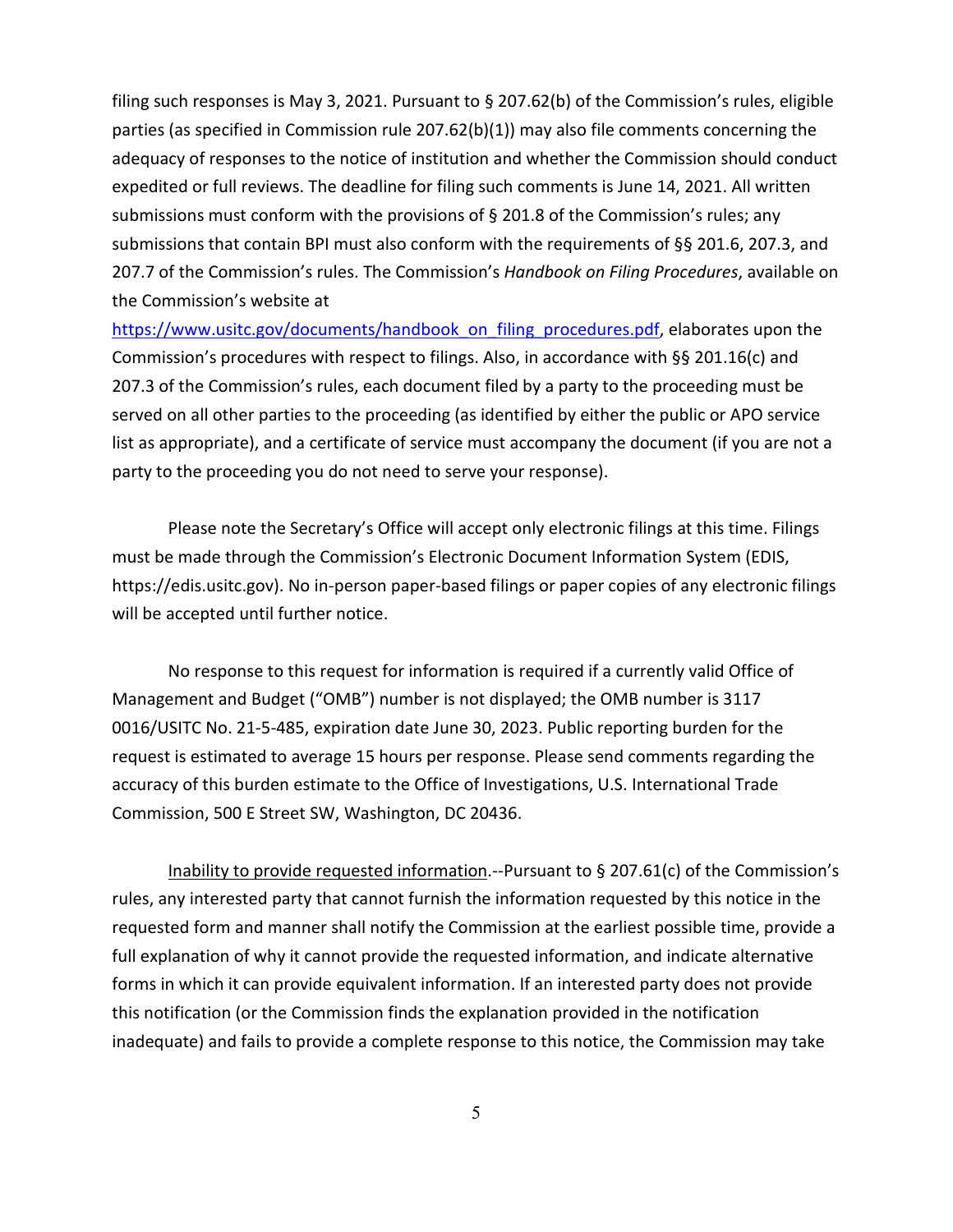filing such responses is May 3, 2021. Pursuant to § 207.62(b) of the Commission's rules, eligible parties (as specified in Commission rule 207.62(b)(1)) may also file comments concerning the adequacy of responses to the notice of institution and whether the Commission should conduct expedited or full reviews. The deadline for filing such comments is June 14, 2021. All written submissions must conform with the provisions of § 201.8 of the Commission's rules; any submissions that contain BPI must also conform with the requirements of §§ 201.6, 207.3, and 207.7 of the Commission's rules. The Commission's *Handbook on Filing Procedures*, available on the Commission's website at https://www.usitc.gov/documents/handbook_on_filing_procedures.pdf, elaborates upon the Commission's procedures with respect to filings. Also, in accordance with §§ 201.16(c) and 207.3 of the Commission's rules, each document filed by a party to the proceeding must be served on all other parties to the proceeding (as identified by either the public or APO service list as appropriate), and a certificate of service must accompany the document (if you are not a party to the proceeding you do not need to serve your response).

Please note the Secretary's Office will accept only electronic filings at this time. Filings must be made through the Commission's Electronic Document Information System (EDIS, https://edis.usitc.gov). No in-person paper-based filings or paper copies of any electronic filings will be accepted until further notice.

No response to this request for information is required if a currently valid Office of Management and Budget ("OMB") number is not displayed; the OMB number is 3117 0016/USITC No. 21-5-485, expiration date June 30, 2023. Public reporting burden for the request is estimated to average 15 hours per response. Please send comments regarding the accuracy of this burden estimate to the Office of Investigations, U.S. International Trade Commission, 500 E Street SW, Washington, DC 20436.

Inability to provide requested information.--Pursuant to § 207.61(c) of the Commission's rules, any interested party that cannot furnish the information requested by this notice in the requested form and manner shall notify the Commission at the earliest possible time, provide a full explanation of why it cannot provide the requested information, and indicate alternative forms in which it can provide equivalent information. If an interested party does not provide this notification (or the Commission finds the explanation provided in the notification inadequate) and fails to provide a complete response to this notice, the Commission may take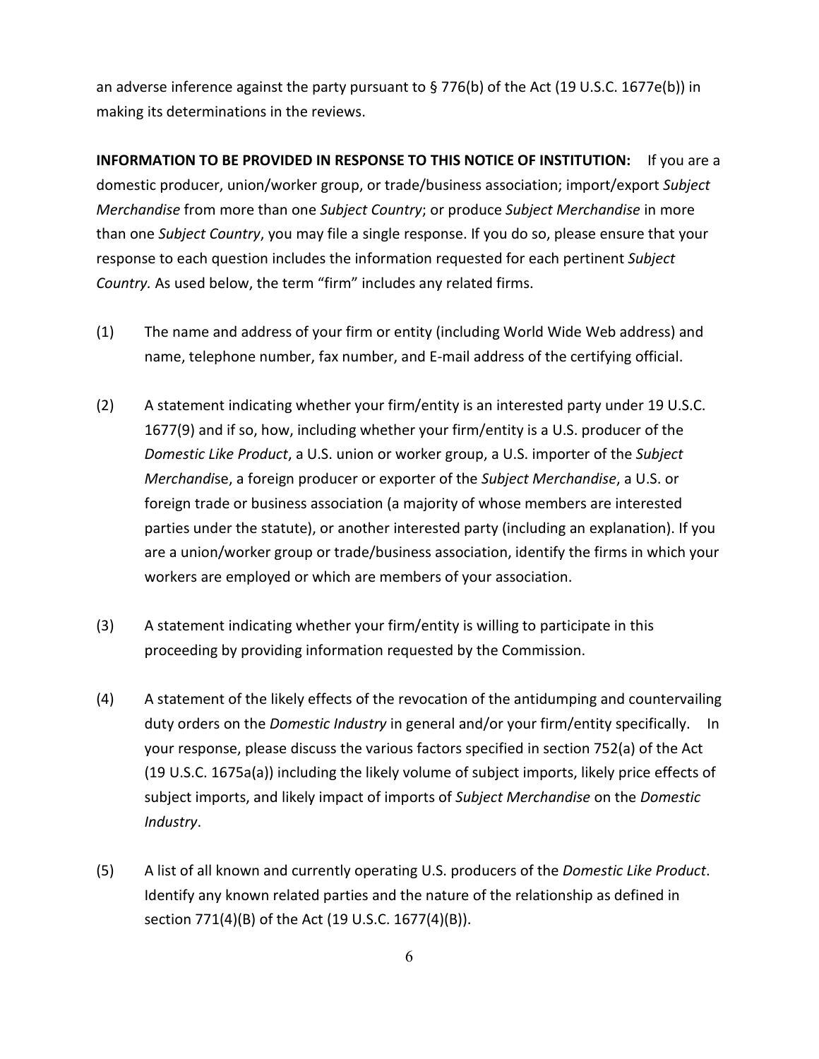an adverse inference against the party pursuant to § 776(b) of the Act (19 U.S.C. 1677e(b)) in making its determinations in the reviews.

**INFORMATION TO BE PROVIDED IN RESPONSE TO THIS NOTICE OF INSTITUTION:** If you are a domestic producer, union/worker group, or trade/business association; import/export *Subject Merchandise* from more than one *Subject Country*; or produce *Subject Merchandise* in more than one *Subject Country*, you may file a single response. If you do so, please ensure that your response to each question includes the information requested for each pertinent *Subject Country.* As used below, the term "firm" includes any related firms.

(1) The name and address of your firm or entity (including World Wide Web address) and name, telephone number, fax number, and E-mail address of the certifying official.

(2) A statement indicating whether your firm/entity is an interested party under 19 U.S.C. 1677(9) and if so, how, including whether your firm/entity is a U.S. producer of the *Domestic Like Product*, a U.S. union or worker group, a U.S. importer of the *Subject Merchandis*e, a foreign producer or exporter of the *Subject Merchandise*, a U.S. or foreign trade or business association (a majority of whose members are interested parties under the statute), or another interested party (including an explanation). If you are a union/worker group or trade/business association, identify the firms in which your workers are employed or which are members of your association.

(3) A statement indicating whether your firm/entity is willing to participate in this proceeding by providing information requested by the Commission.

(4) A statement of the likely effects of the revocation of the antidumping and countervailing duty orders on the *Domestic Industry* in general and/or your firm/entity specifically. In your response, please discuss the various factors specified in section 752(a) of the Act (19 U.S.C. 1675a(a)) including the likely volume of subject imports, likely price effects of subject imports, and likely impact of imports of *Subject Merchandise* on the *Domestic Industry*.

(5) A list of all known and currently operating U.S. producers of the *Domestic Like Product*. Identify any known related parties and the nature of the relationship as defined in section 771(4)(B) of the Act (19 U.S.C. 1677(4)(B)).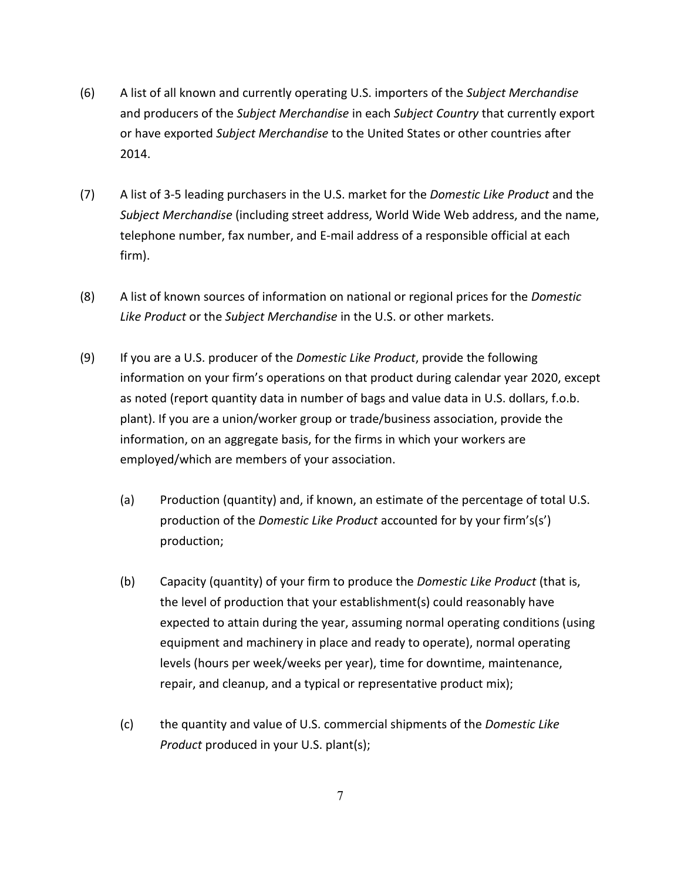(6) A list of all known and currently operating U.S. importers of the *Subject Merchandise* and producers of the *Subject Merchandise* in each *Subject Country* that currently export or have exported *Subject Merchandise* to the United States or other countries after 2014.

(7) A list of 3-5 leading purchasers in the U.S. market for the *Domestic Like Product* and the *Subject Merchandise* (including street address, World Wide Web address, and the name, telephone number, fax number, and E-mail address of a responsible official at each firm).

(8) A list of known sources of information on national or regional prices for the *Domestic Like Product* or the *Subject Merchandise* in the U.S. or other markets.

(9) If you are a U.S. producer of the *Domestic Like Product*, provide the following information on your firm's operations on that product during calendar year 2020, except as noted (report quantity data in number of bags and value data in U.S. dollars, f.o.b. plant). If you are a union/worker group or trade/business association, provide the information, on an aggregate basis, for the firms in which your workers are employed/which are members of your association.

   (a) Production (quantity) and, if known, an estimate of the percentage of total U.S. production of the *Domestic Like Product* accounted for by your firm's(s') production;

   (b) Capacity (quantity) of your firm to produce the *Domestic Like Product* (that is, the level of production that your establishment(s) could reasonably have expected to attain during the year, assuming normal operating conditions (using equipment and machinery in place and ready to operate), normal operating levels (hours per week/weeks per year), time for downtime, maintenance, repair, and cleanup, and a typical or representative product mix);

   (c) the quantity and value of U.S. commercial shipments of the *Domestic Like Product* produced in your U.S. plant(s);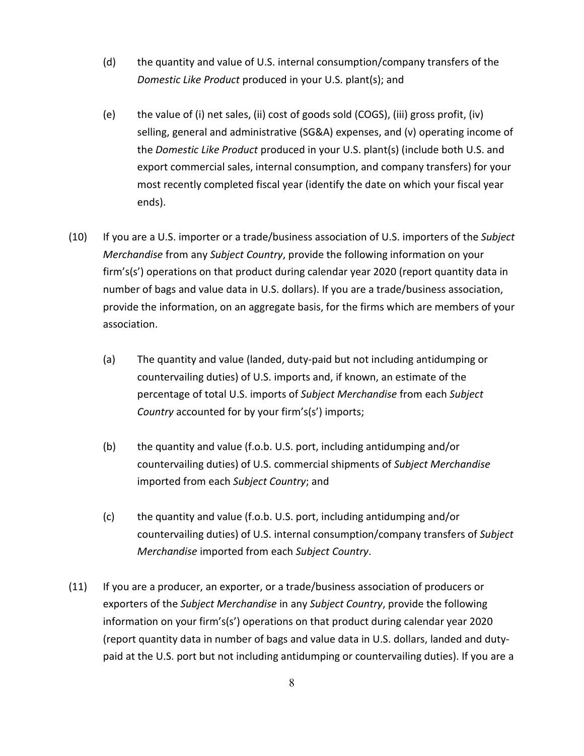(d) the quantity and value of U.S. internal consumption/company transfers of the *Domestic Like Product* produced in your U.S. plant(s); and

(e) the value of (i) net sales, (ii) cost of goods sold (COGS), (iii) gross profit, (iv) selling, general and administrative (SG&A) expenses, and (v) operating income of the *Domestic Like Product* produced in your U.S. plant(s) (include both U.S. and export commercial sales, internal consumption, and company transfers) for your most recently completed fiscal year (identify the date on which your fiscal year ends).

(10) If you are a U.S. importer or a trade/business association of U.S. importers of the *Subject Merchandise* from any *Subject Country*, provide the following information on your firm's(s') operations on that product during calendar year 2020 (report quantity data in number of bags and value data in U.S. dollars). If you are a trade/business association, provide the information, on an aggregate basis, for the firms which are members of your association.

(a) The quantity and value (landed, duty-paid but not including antidumping or countervailing duties) of U.S. imports and, if known, an estimate of the percentage of total U.S. imports of *Subject Merchandise* from each *Subject Country* accounted for by your firm's(s') imports;

(b) the quantity and value (f.o.b. U.S. port, including antidumping and/or countervailing duties) of U.S. commercial shipments of *Subject Merchandise* imported from each *Subject Country*; and

(c) the quantity and value (f.o.b. U.S. port, including antidumping and/or countervailing duties) of U.S. internal consumption/company transfers of *Subject Merchandise* imported from each *Subject Country*.

(11) If you are a producer, an exporter, or a trade/business association of producers or exporters of the *Subject Merchandise* in any *Subject Country*, provide the following information on your firm's(s') operations on that product during calendar year 2020 (report quantity data in number of bags and value data in U.S. dollars, landed and duty-paid at the U.S. port but not including antidumping or countervailing duties). If you are a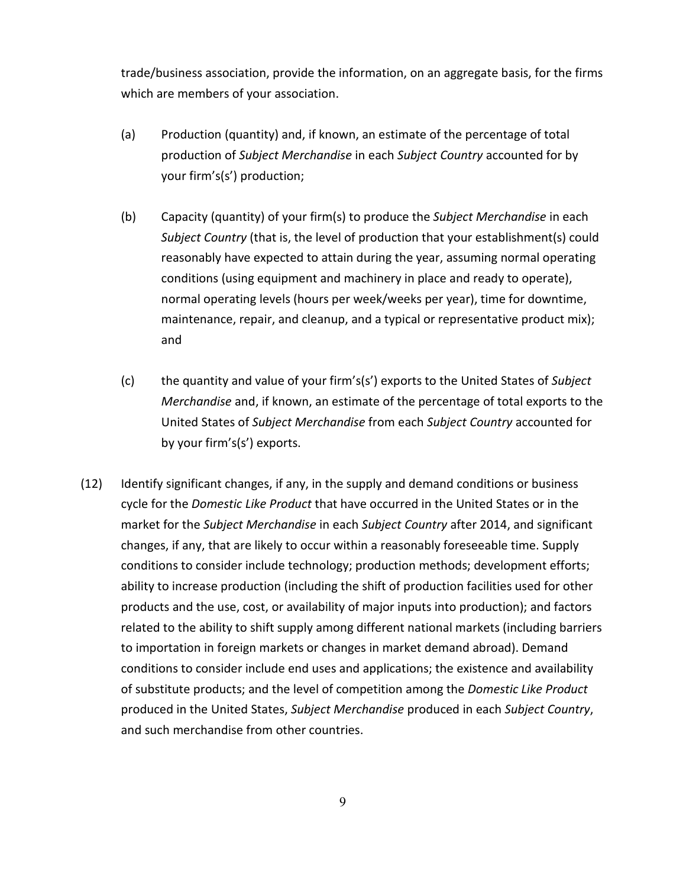trade/business association, provide the information, on an aggregate basis, for the firms which are members of your association.

(a) Production (quantity) and, if known, an estimate of the percentage of total production of *Subject Merchandise* in each *Subject Country* accounted for by your firm's(s') production;

(b) Capacity (quantity) of your firm(s) to produce the *Subject Merchandise* in each *Subject Country* (that is, the level of production that your establishment(s) could reasonably have expected to attain during the year, assuming normal operating conditions (using equipment and machinery in place and ready to operate), normal operating levels (hours per week/weeks per year), time for downtime, maintenance, repair, and cleanup, and a typical or representative product mix); and

(c) the quantity and value of your firm's(s') exports to the United States of *Subject Merchandise* and, if known, an estimate of the percentage of total exports to the United States of *Subject Merchandise* from each *Subject Country* accounted for by your firm's(s') exports.

(12) Identify significant changes, if any, in the supply and demand conditions or business cycle for the *Domestic Like Product* that have occurred in the United States or in the market for the *Subject Merchandise* in each *Subject Country* after 2014, and significant changes, if any, that are likely to occur within a reasonably foreseeable time. Supply conditions to consider include technology; production methods; development efforts; ability to increase production (including the shift of production facilities used for other products and the use, cost, or availability of major inputs into production); and factors related to the ability to shift supply among different national markets (including barriers to importation in foreign markets or changes in market demand abroad). Demand conditions to consider include end uses and applications; the existence and availability of substitute products; and the level of competition among the *Domestic Like Product* produced in the United States, *Subject Merchandise* produced in each *Subject Country*, and such merchandise from other countries.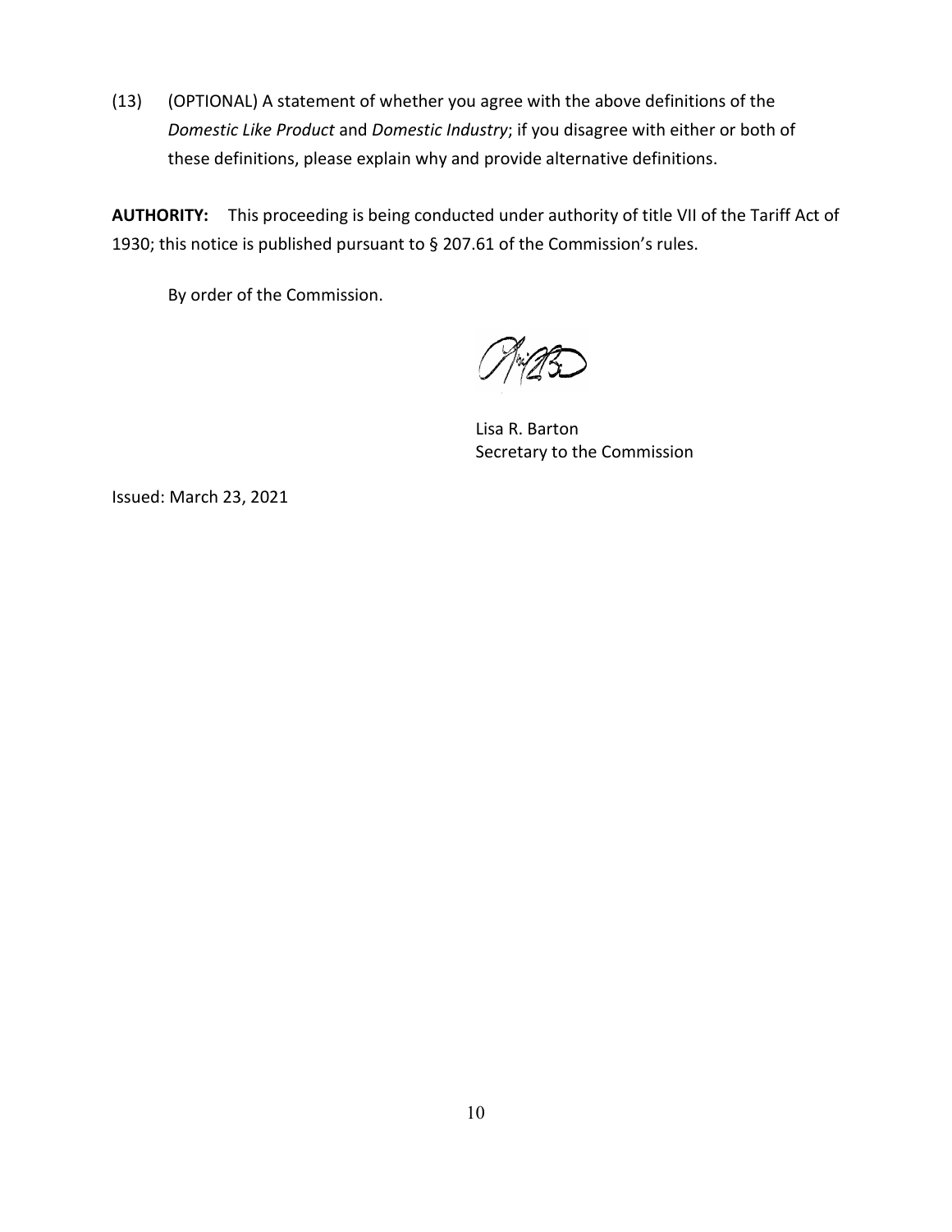(13) (OPTIONAL) A statement of whether you agree with the above definitions of the *Domestic Like Product* and *Domestic Industry*; if you disagree with either or both of these definitions, please explain why and provide alternative definitions.

**AUTHORITY:** This proceeding is being conducted under authority of title VII of the Tariff Act of 1930; this notice is published pursuant to § 207.61 of the Commission's rules.

By order of the Commission.

Lisa R. Barton
Secretary to the Commission

Issued: March 23, 2021